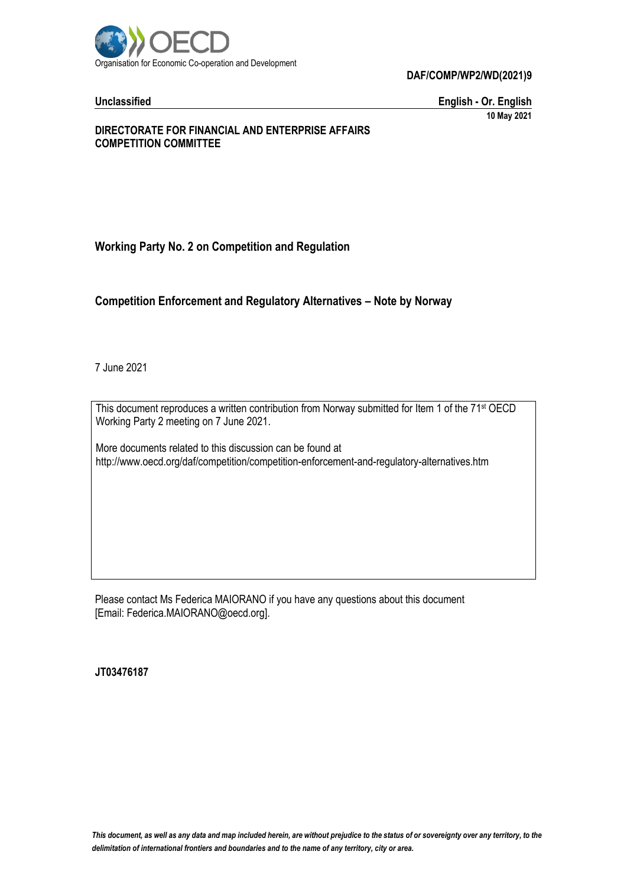Organisation for Economic Co-operation and Development

**DAF/COMP/WP2/WD(2021)9**

**Unclassified** | **English - Or. English**

**10 May 2021**

**DIRECTORATE FOR FINANCIAL AND ENTERPRISE AFFAIRS**
**COMPETITION COMMITTEE**

**Working Party No. 2 on Competition and Regulation**

**Competition Enforcement and Regulatory Alternatives – Note by Norway**

7 June 2021

This document reproduces a written contribution from Norway submitted for Item 1 of the 71st OECD Working Party 2 meeting on 7 June 2021.

More documents related to this discussion can be found at
http://www.oecd.org/daf/competition/competition-enforcement-and-regulatory-alternatives.htm

Please contact Ms Federica MAIORANO if you have any questions about this document [Email: Federica.MAIORANO@oecd.org].

**JT03476187**

*This document, as well as any data and map included herein, are without prejudice to the status of or sovereignty over any territory, to the delimitation of international frontiers and boundaries and to the name of any territory, city or area.*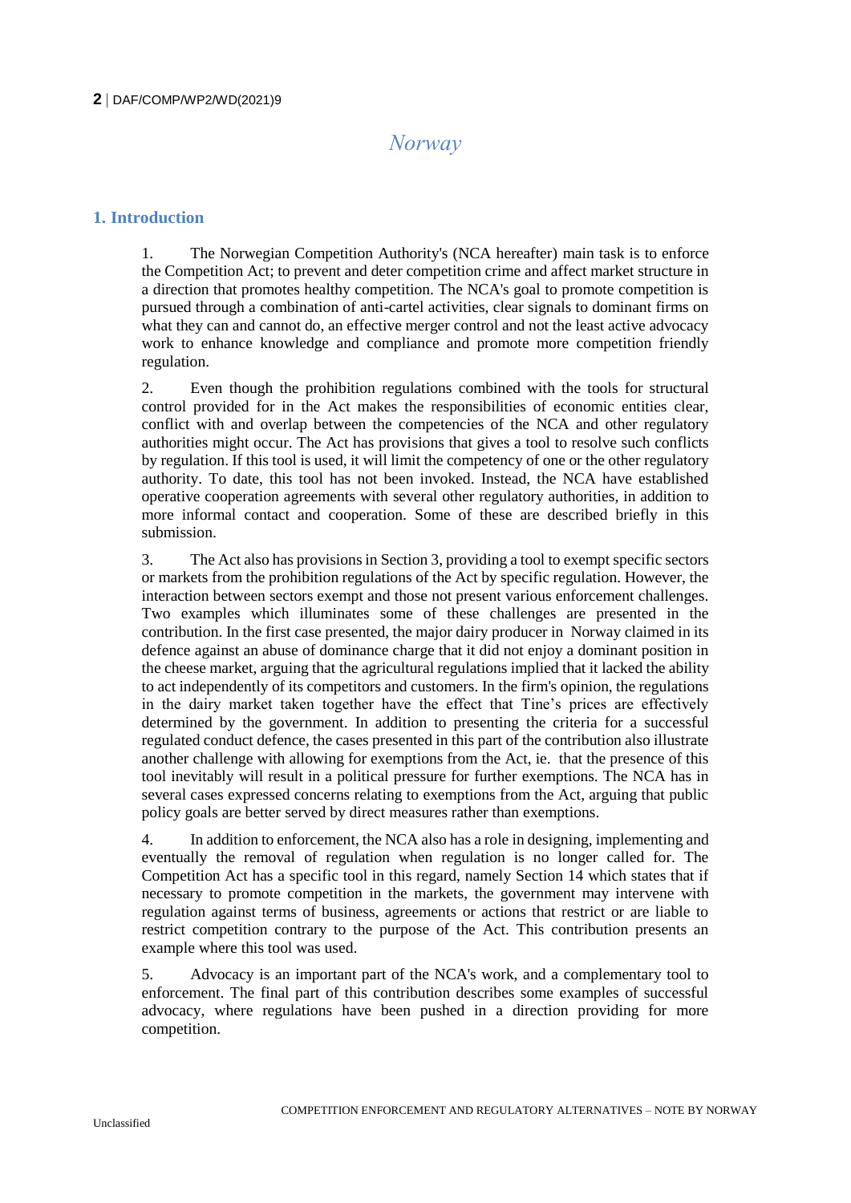# Norway

## 1. Introduction

1. The Norwegian Competition Authority's (NCA hereafter) main task is to enforce the Competition Act; to prevent and deter competition crime and affect market structure in a direction that promotes healthy competition. The NCA's goal to promote competition is pursued through a combination of anti-cartel activities, clear signals to dominant firms on what they can and cannot do, an effective merger control and not the least active advocacy work to enhance knowledge and compliance and promote more competition friendly regulation.

2. Even though the prohibition regulations combined with the tools for structural control provided for in the Act makes the responsibilities of economic entities clear, conflict with and overlap between the competencies of the NCA and other regulatory authorities might occur. The Act has provisions that gives a tool to resolve such conflicts by regulation. If this tool is used, it will limit the competency of one or the other regulatory authority. To date, this tool has not been invoked. Instead, the NCA have established operative cooperation agreements with several other regulatory authorities, in addition to more informal contact and cooperation. Some of these are described briefly in this submission.

3. The Act also has provisions in Section 3, providing a tool to exempt specific sectors or markets from the prohibition regulations of the Act by specific regulation. However, the interaction between sectors exempt and those not present various enforcement challenges. Two examples which illuminates some of these challenges are presented in the contribution. In the first case presented, the major dairy producer in Norway claimed in its defence against an abuse of dominance charge that it did not enjoy a dominant position in the cheese market, arguing that the agricultural regulations implied that it lacked the ability to act independently of its competitors and customers. In the firm's opinion, the regulations in the dairy market taken together have the effect that Tine's prices are effectively determined by the government. In addition to presenting the criteria for a successful regulated conduct defence, the cases presented in this part of the contribution also illustrate another challenge with allowing for exemptions from the Act, ie. that the presence of this tool inevitably will result in a political pressure for further exemptions. The NCA has in several cases expressed concerns relating to exemptions from the Act, arguing that public policy goals are better served by direct measures rather than exemptions.

4. In addition to enforcement, the NCA also has a role in designing, implementing and eventually the removal of regulation when regulation is no longer called for. The Competition Act has a specific tool in this regard, namely Section 14 which states that if necessary to promote competition in the markets, the government may intervene with regulation against terms of business, agreements or actions that restrict or are liable to restrict competition contrary to the purpose of the Act. This contribution presents an example where this tool was used.

5. Advocacy is an important part of the NCA's work, and a complementary tool to enforcement. The final part of this contribution describes some examples of successful advocacy, where regulations have been pushed in a direction providing for more competition.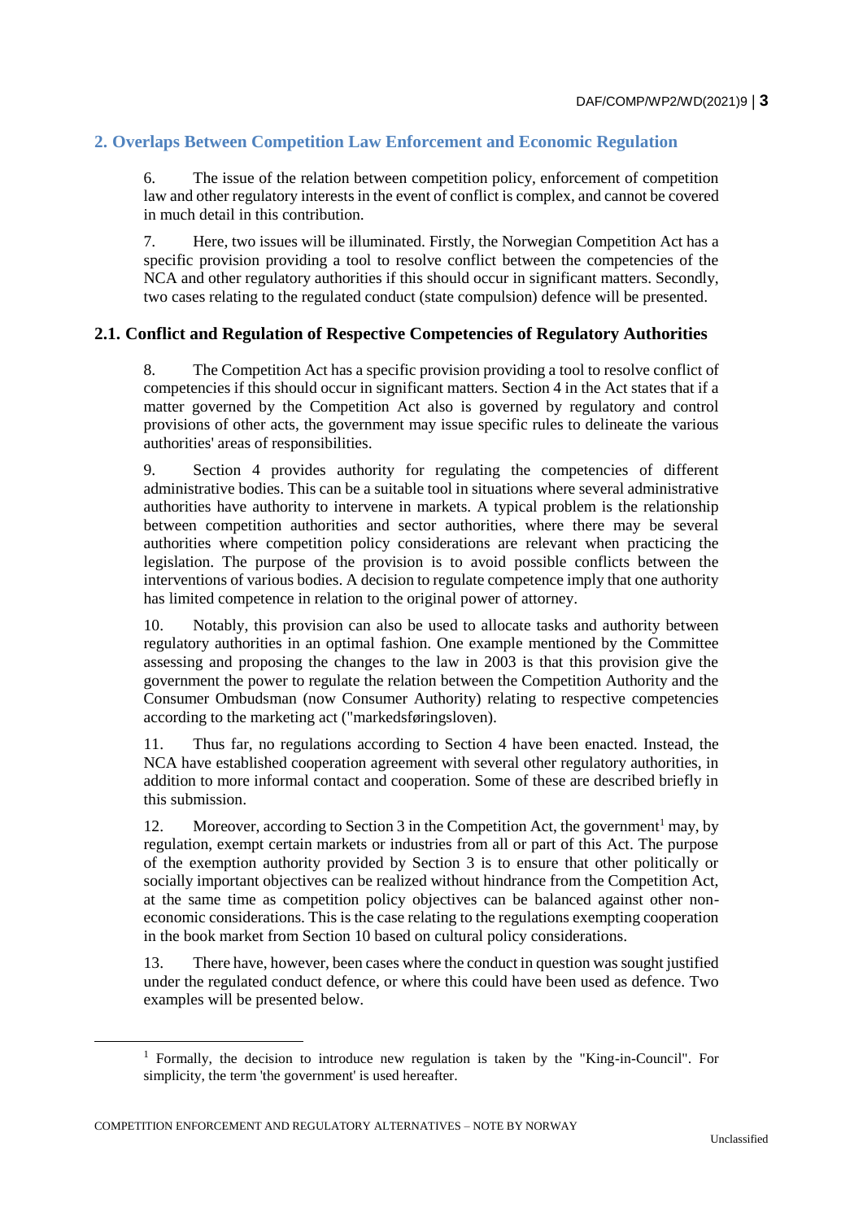## 2. Overlaps Between Competition Law Enforcement and Economic Regulation

6. The issue of the relation between competition policy, enforcement of competition law and other regulatory interests in the event of conflict is complex, and cannot be covered in much detail in this contribution.

7. Here, two issues will be illuminated. Firstly, the Norwegian Competition Act has a specific provision providing a tool to resolve conflict between the competencies of the NCA and other regulatory authorities if this should occur in significant matters. Secondly, two cases relating to the regulated conduct (state compulsion) defence will be presented.

### 2.1. Conflict and Regulation of Respective Competencies of Regulatory Authorities

8. The Competition Act has a specific provision providing a tool to resolve conflict of competencies if this should occur in significant matters. Section 4 in the Act states that if a matter governed by the Competition Act also is governed by regulatory and control provisions of other acts, the government may issue specific rules to delineate the various authorities' areas of responsibilities.

9. Section 4 provides authority for regulating the competencies of different administrative bodies. This can be a suitable tool in situations where several administrative authorities have authority to intervene in markets. A typical problem is the relationship between competition authorities and sector authorities, where there may be several authorities where competition policy considerations are relevant when practicing the legislation. The purpose of the provision is to avoid possible conflicts between the interventions of various bodies. A decision to regulate competence imply that one authority has limited competence in relation to the original power of attorney.

10. Notably, this provision can also be used to allocate tasks and authority between regulatory authorities in an optimal fashion. One example mentioned by the Committee assessing and proposing the changes to the law in 2003 is that this provision give the government the power to regulate the relation between the Competition Authority and the Consumer Ombudsman (now Consumer Authority) relating to respective competencies according to the marketing act ("markedsføringsloven).

11. Thus far, no regulations according to Section 4 have been enacted. Instead, the NCA have established cooperation agreement with several other regulatory authorities, in addition to more informal contact and cooperation. Some of these are described briefly in this submission.

12. Moreover, according to Section 3 in the Competition Act, the government[1] may, by regulation, exempt certain markets or industries from all or part of this Act. The purpose of the exemption authority provided by Section 3 is to ensure that other politically or socially important objectives can be realized without hindrance from the Competition Act, at the same time as competition policy objectives can be balanced against other non-economic considerations. This is the case relating to the regulations exempting cooperation in the book market from Section 10 based on cultural policy considerations.

13. There have, however, been cases where the conduct in question was sought justified under the regulated conduct defence, or where this could have been used as defence. Two examples will be presented below.

[1] Formally, the decision to introduce new regulation is taken by the "King-in-Council". For simplicity, the term 'the government' is used hereafter.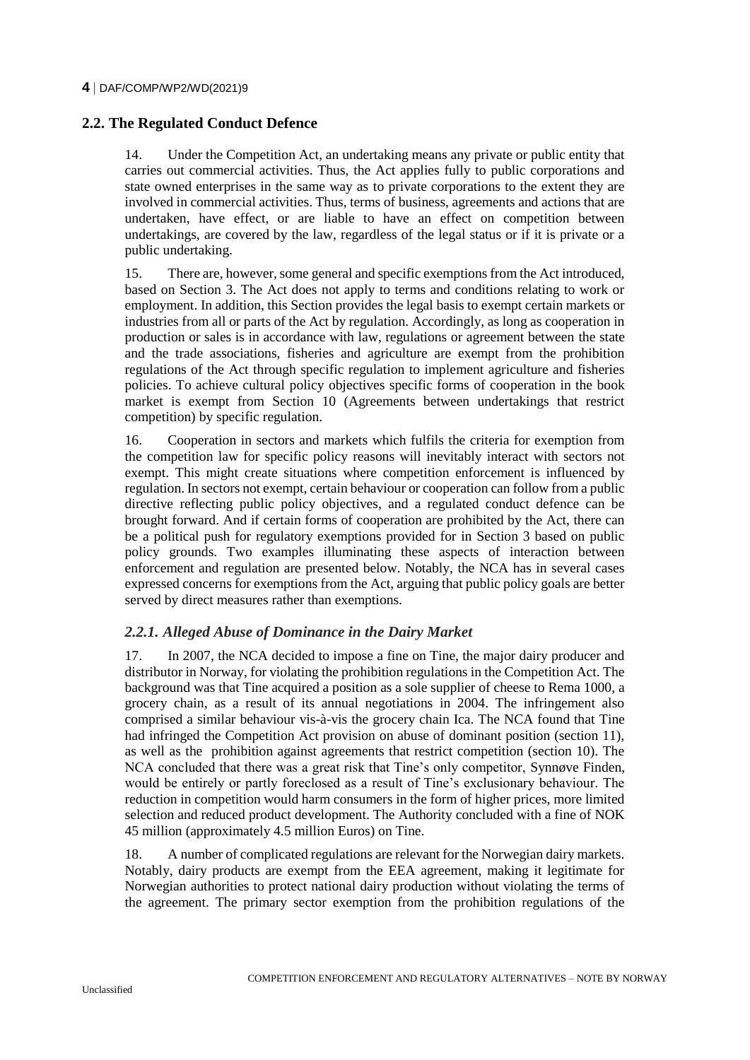## 2.2. The Regulated Conduct Defence

14. Under the Competition Act, an undertaking means any private or public entity that carries out commercial activities. Thus, the Act applies fully to public corporations and state owned enterprises in the same way as to private corporations to the extent they are involved in commercial activities. Thus, terms of business, agreements and actions that are undertaken, have effect, or are liable to have an effect on competition between undertakings, are covered by the law, regardless of the legal status or if it is private or a public undertaking.

15. There are, however, some general and specific exemptions from the Act introduced, based on Section 3. The Act does not apply to terms and conditions relating to work or employment. In addition, this Section provides the legal basis to exempt certain markets or industries from all or parts of the Act by regulation. Accordingly, as long as cooperation in production or sales is in accordance with law, regulations or agreement between the state and the trade associations, fisheries and agriculture are exempt from the prohibition regulations of the Act through specific regulation to implement agriculture and fisheries policies. To achieve cultural policy objectives specific forms of cooperation in the book market is exempt from Section 10 (Agreements between undertakings that restrict competition) by specific regulation.

16. Cooperation in sectors and markets which fulfils the criteria for exemption from the competition law for specific policy reasons will inevitably interact with sectors not exempt. This might create situations where competition enforcement is influenced by regulation. In sectors not exempt, certain behaviour or cooperation can follow from a public directive reflecting public policy objectives, and a regulated conduct defence can be brought forward. And if certain forms of cooperation are prohibited by the Act, there can be a political push for regulatory exemptions provided for in Section 3 based on public policy grounds. Two examples illuminating these aspects of interaction between enforcement and regulation are presented below. Notably, the NCA has in several cases expressed concerns for exemptions from the Act, arguing that public policy goals are better served by direct measures rather than exemptions.

### *2.2.1. Alleged Abuse of Dominance in the Dairy Market*

17. In 2007, the NCA decided to impose a fine on Tine, the major dairy producer and distributor in Norway, for violating the prohibition regulations in the Competition Act. The background was that Tine acquired a position as a sole supplier of cheese to Rema 1000, a grocery chain, as a result of its annual negotiations in 2004. The infringement also comprised a similar behaviour vis-à-vis the grocery chain Ica. The NCA found that Tine had infringed the Competition Act provision on abuse of dominant position (section 11), as well as the prohibition against agreements that restrict competition (section 10). The NCA concluded that there was a great risk that Tine's only competitor, Synnøve Finden, would be entirely or partly foreclosed as a result of Tine's exclusionary behaviour. The reduction in competition would harm consumers in the form of higher prices, more limited selection and reduced product development. The Authority concluded with a fine of NOK 45 million (approximately 4.5 million Euros) on Tine.

18. A number of complicated regulations are relevant for the Norwegian dairy markets. Notably, dairy products are exempt from the EEA agreement, making it legitimate for Norwegian authorities to protect national dairy production without violating the terms of the agreement. The primary sector exemption from the prohibition regulations of the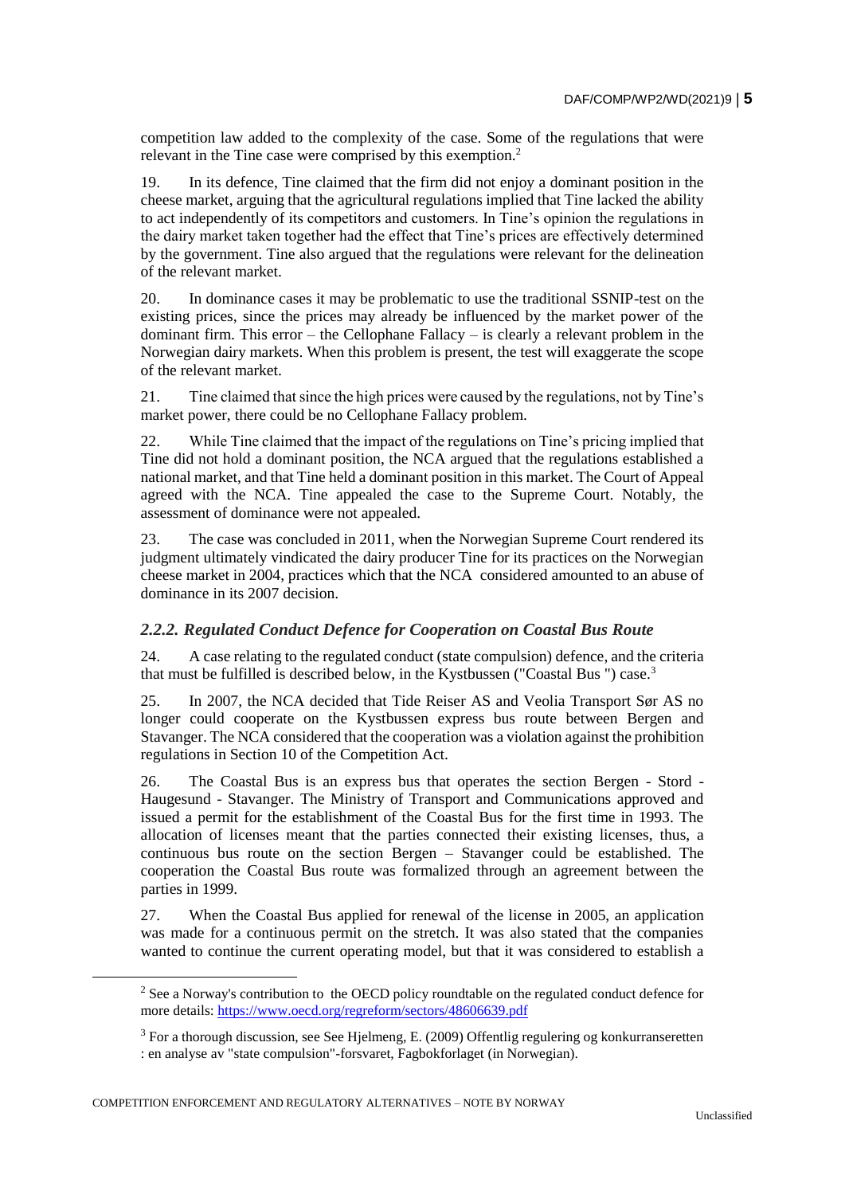competition law added to the complexity of the case. Some of the regulations that were relevant in the Tine case were comprised by this exemption.[2]

19. In its defence, Tine claimed that the firm did not enjoy a dominant position in the cheese market, arguing that the agricultural regulations implied that Tine lacked the ability to act independently of its competitors and customers. In Tine's opinion the regulations in the dairy market taken together had the effect that Tine's prices are effectively determined by the government. Tine also argued that the regulations were relevant for the delineation of the relevant market.

20. In dominance cases it may be problematic to use the traditional SSNIP-test on the existing prices, since the prices may already be influenced by the market power of the dominant firm. This error – the Cellophane Fallacy – is clearly a relevant problem in the Norwegian dairy markets. When this problem is present, the test will exaggerate the scope of the relevant market.

21. Tine claimed that since the high prices were caused by the regulations, not by Tine's market power, there could be no Cellophane Fallacy problem.

22. While Tine claimed that the impact of the regulations on Tine's pricing implied that Tine did not hold a dominant position, the NCA argued that the regulations established a national market, and that Tine held a dominant position in this market. The Court of Appeal agreed with the NCA. Tine appealed the case to the Supreme Court. Notably, the assessment of dominance were not appealed.

23. The case was concluded in 2011, when the Norwegian Supreme Court rendered its judgment ultimately vindicated the dairy producer Tine for its practices on the Norwegian cheese market in 2004, practices which that the NCA considered amounted to an abuse of dominance in its 2007 decision.

### *2.2.2. Regulated Conduct Defence for Cooperation on Coastal Bus Route*

24. A case relating to the regulated conduct (state compulsion) defence, and the criteria that must be fulfilled is described below, in the Kystbussen ("Coastal Bus ") case.[3]

25. In 2007, the NCA decided that Tide Reiser AS and Veolia Transport Sør AS no longer could cooperate on the Kystbussen express bus route between Bergen and Stavanger. The NCA considered that the cooperation was a violation against the prohibition regulations in Section 10 of the Competition Act.

26. The Coastal Bus is an express bus that operates the section Bergen - Stord - Haugesund - Stavanger. The Ministry of Transport and Communications approved and issued a permit for the establishment of the Coastal Bus for the first time in 1993. The allocation of licenses meant that the parties connected their existing licenses, thus, a continuous bus route on the section Bergen – Stavanger could be established. The cooperation the Coastal Bus route was formalized through an agreement between the parties in 1999.

27. When the Coastal Bus applied for renewal of the license in 2005, an application was made for a continuous permit on the stretch. It was also stated that the companies wanted to continue the current operating model, but that it was considered to establish a

---

[2] See a Norway's contribution to the OECD policy roundtable on the regulated conduct defence for more details: https://www.oecd.org/regreform/sectors/48606639.pdf

[3] For a thorough discussion, see See Hjelmeng, E. (2009) Offentlig regulering og konkurranseretten : en analyse av "state compulsion"-forsvaret, Fagbokforlaget (in Norwegian).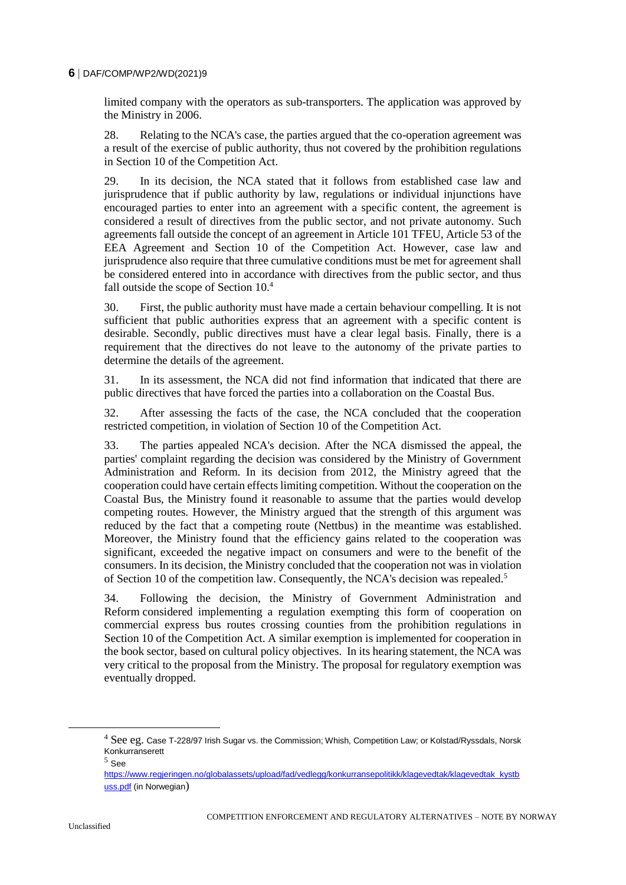limited company with the operators as sub-transporters. The application was approved by the Ministry in 2006.

28. Relating to the NCA's case, the parties argued that the co-operation agreement was a result of the exercise of public authority, thus not covered by the prohibition regulations in Section 10 of the Competition Act.

29. In its decision, the NCA stated that it follows from established case law and jurisprudence that if public authority by law, regulations or individual injunctions have encouraged parties to enter into an agreement with a specific content, the agreement is considered a result of directives from the public sector, and not private autonomy. Such agreements fall outside the concept of an agreement in Article 101 TFEU, Article 53 of the EEA Agreement and Section 10 of the Competition Act. However, case law and jurisprudence also require that three cumulative conditions must be met for agreement shall be considered entered into in accordance with directives from the public sector, and thus fall outside the scope of Section 10.[4]

30. First, the public authority must have made a certain behaviour compelling. It is not sufficient that public authorities express that an agreement with a specific content is desirable. Secondly, public directives must have a clear legal basis. Finally, there is a requirement that the directives do not leave to the autonomy of the private parties to determine the details of the agreement.

31. In its assessment, the NCA did not find information that indicated that there are public directives that have forced the parties into a collaboration on the Coastal Bus.

32. After assessing the facts of the case, the NCA concluded that the cooperation restricted competition, in violation of Section 10 of the Competition Act.

33. The parties appealed NCA's decision. After the NCA dismissed the appeal, the parties' complaint regarding the decision was considered by the Ministry of Government Administration and Reform. In its decision from 2012, the Ministry agreed that the cooperation could have certain effects limiting competition. Without the cooperation on the Coastal Bus, the Ministry found it reasonable to assume that the parties would develop competing routes. However, the Ministry argued that the strength of this argument was reduced by the fact that a competing route (Nettbus) in the meantime was established. Moreover, the Ministry found that the efficiency gains related to the cooperation was significant, exceeded the negative impact on consumers and were to the benefit of the consumers. In its decision, the Ministry concluded that the cooperation not was in violation of Section 10 of the competition law. Consequently, the NCA's decision was repealed.[5]

34. Following the decision, the Ministry of Government Administration and Reform considered implementing a regulation exempting this form of cooperation on commercial express bus routes crossing counties from the prohibition regulations in Section 10 of the Competition Act. A similar exemption is implemented for cooperation in the book sector, based on cultural policy objectives. In its hearing statement, the NCA was very critical to the proposal from the Ministry. The proposal for regulatory exemption was eventually dropped.

---

[4] See eg. Case T-228/97 Irish Sugar vs. the Commission; Whish, Competition Law; or Kolstad/Ryssdals, Norsk Konkurranserett

[5] See https://www.regjeringen.no/globalassets/upload/fad/vedlegg/konkurransepolitikk/klagevedtak/klagevedtak_kystbuss.pdf (in Norwegian)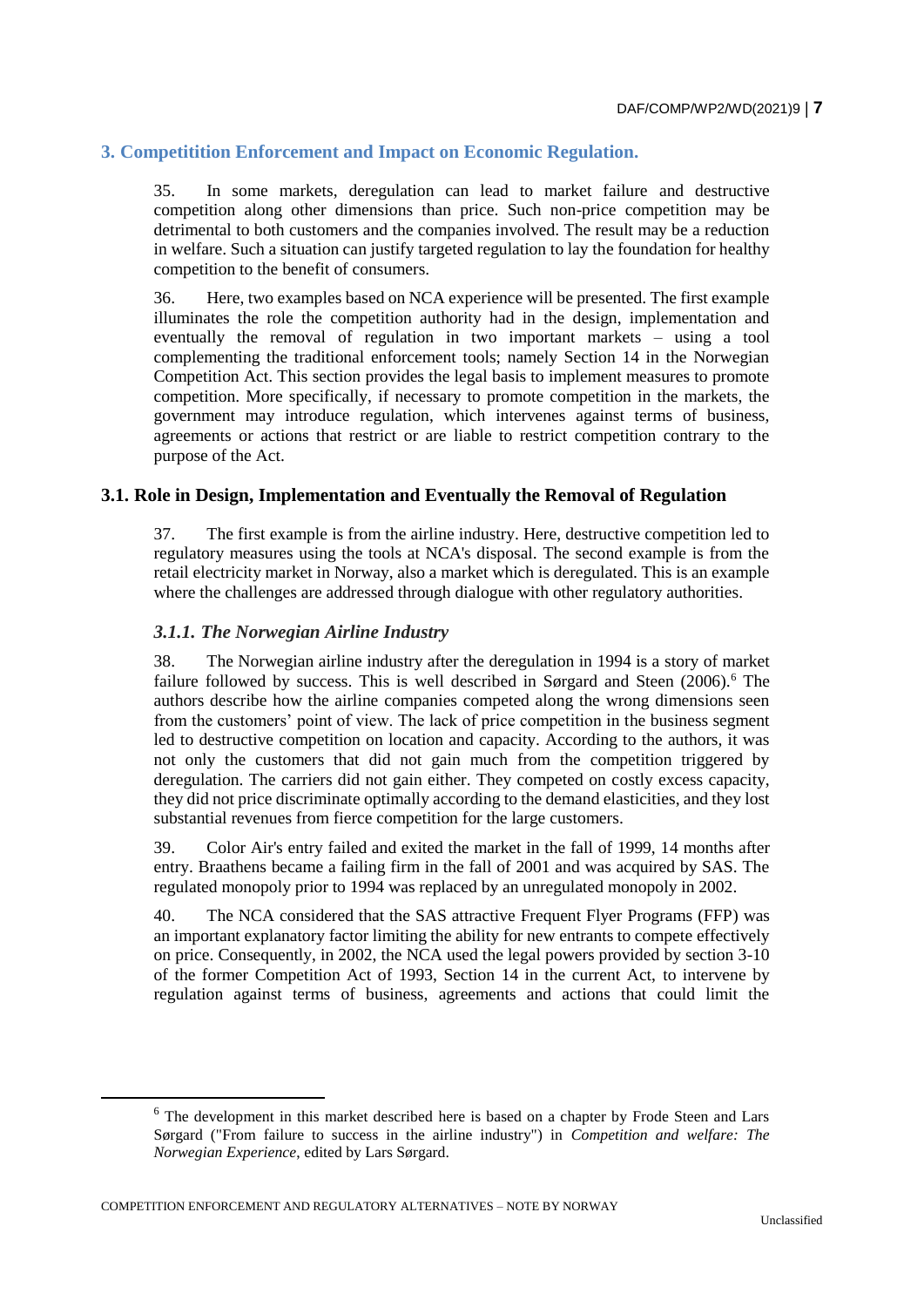## 3. Competitition Enforcement and Impact on Economic Regulation.

35. In some markets, deregulation can lead to market failure and destructive competition along other dimensions than price. Such non-price competition may be detrimental to both customers and the companies involved. The result may be a reduction in welfare. Such a situation can justify targeted regulation to lay the foundation for healthy competition to the benefit of consumers.

36. Here, two examples based on NCA experience will be presented. The first example illuminates the role the competition authority had in the design, implementation and eventually the removal of regulation in two important markets – using a tool complementing the traditional enforcement tools; namely Section 14 in the Norwegian Competition Act. This section provides the legal basis to implement measures to promote competition. More specifically, if necessary to promote competition in the markets, the government may introduce regulation, which intervenes against terms of business, agreements or actions that restrict or are liable to restrict competition contrary to the purpose of the Act.

### 3.1. Role in Design, Implementation and Eventually the Removal of Regulation

37. The first example is from the airline industry. Here, destructive competition led to regulatory measures using the tools at NCA's disposal. The second example is from the retail electricity market in Norway, also a market which is deregulated. This is an example where the challenges are addressed through dialogue with other regulatory authorities.

#### *3.1.1. The Norwegian Airline Industry*

38. The Norwegian airline industry after the deregulation in 1994 is a story of market failure followed by success. This is well described in Sørgard and Steen (2006).[6] The authors describe how the airline companies competed along the wrong dimensions seen from the customers' point of view. The lack of price competition in the business segment led to destructive competition on location and capacity. According to the authors, it was not only the customers that did not gain much from the competition triggered by deregulation. The carriers did not gain either. They competed on costly excess capacity, they did not price discriminate optimally according to the demand elasticities, and they lost substantial revenues from fierce competition for the large customers.

39. Color Air's entry failed and exited the market in the fall of 1999, 14 months after entry. Braathens became a failing firm in the fall of 2001 and was acquired by SAS. The regulated monopoly prior to 1994 was replaced by an unregulated monopoly in 2002.

40. The NCA considered that the SAS attractive Frequent Flyer Programs (FFP) was an important explanatory factor limiting the ability for new entrants to compete effectively on price. Consequently, in 2002, the NCA used the legal powers provided by section 3-10 of the former Competition Act of 1993, Section 14 in the current Act, to intervene by regulation against terms of business, agreements and actions that could limit the

---

[6] The development in this market described here is based on a chapter by Frode Steen and Lars Sørgard ("From failure to success in the airline industry") in *Competition and welfare: The Norwegian Experience*, edited by Lars Sørgard.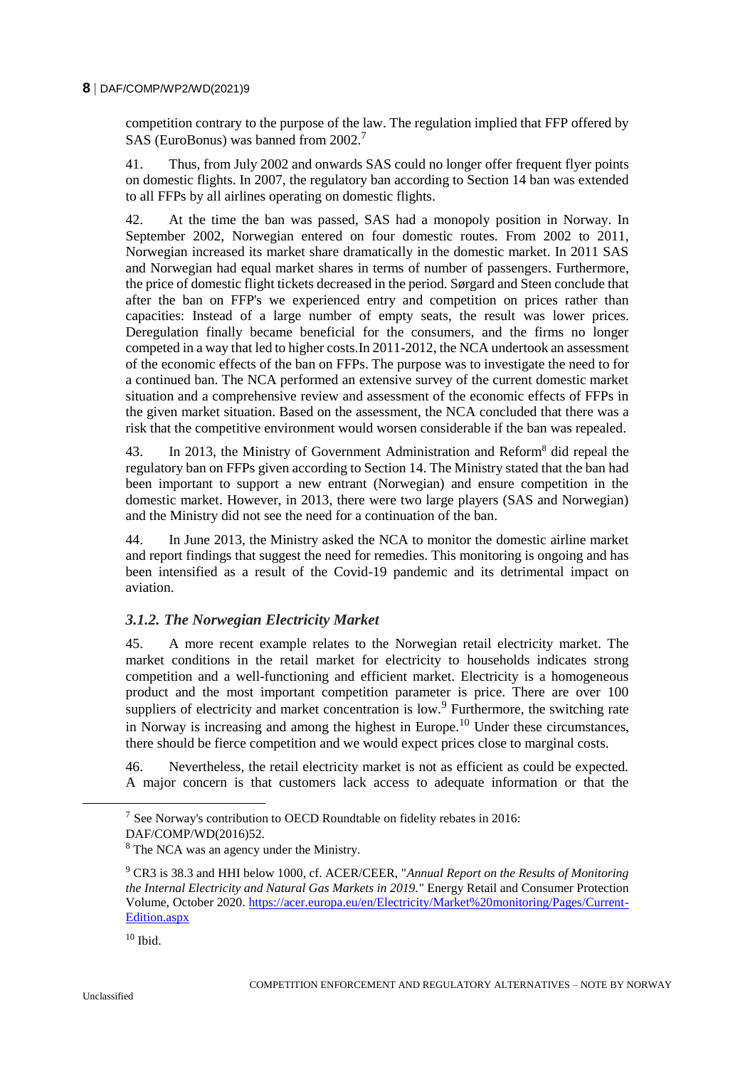competition contrary to the purpose of the law. The regulation implied that FFP offered by SAS (EuroBonus) was banned from 2002.[7]

41. Thus, from July 2002 and onwards SAS could no longer offer frequent flyer points on domestic flights. In 2007, the regulatory ban according to Section 14 ban was extended to all FFPs by all airlines operating on domestic flights.

42. At the time the ban was passed, SAS had a monopoly position in Norway. In September 2002, Norwegian entered on four domestic routes. From 2002 to 2011, Norwegian increased its market share dramatically in the domestic market. In 2011 SAS and Norwegian had equal market shares in terms of number of passengers. Furthermore, the price of domestic flight tickets decreased in the period. Sørgard and Steen conclude that after the ban on FFP's we experienced entry and competition on prices rather than capacities: Instead of a large number of empty seats, the result was lower prices. Deregulation finally became beneficial for the consumers, and the firms no longer competed in a way that led to higher costs.In 2011-2012, the NCA undertook an assessment of the economic effects of the ban on FFPs. The purpose was to investigate the need to for a continued ban. The NCA performed an extensive survey of the current domestic market situation and a comprehensive review and assessment of the economic effects of FFPs in the given market situation. Based on the assessment, the NCA concluded that there was a risk that the competitive environment would worsen considerable if the ban was repealed.

43. In 2013, the Ministry of Government Administration and Reform[8] did repeal the regulatory ban on FFPs given according to Section 14. The Ministry stated that the ban had been important to support a new entrant (Norwegian) and ensure competition in the domestic market. However, in 2013, there were two large players (SAS and Norwegian) and the Ministry did not see the need for a continuation of the ban.

44. In June 2013, the Ministry asked the NCA to monitor the domestic airline market and report findings that suggest the need for remedies. This monitoring is ongoing and has been intensified as a result of the Covid-19 pandemic and its detrimental impact on aviation.

### *3.1.2. The Norwegian Electricity Market*

45. A more recent example relates to the Norwegian retail electricity market. The market conditions in the retail market for electricity to households indicates strong competition and a well-functioning and efficient market. Electricity is a homogeneous product and the most important competition parameter is price. There are over 100 suppliers of electricity and market concentration is low.[9] Furthermore, the switching rate in Norway is increasing and among the highest in Europe.[10] Under these circumstances, there should be fierce competition and we would expect prices close to marginal costs.

46. Nevertheless, the retail electricity market is not as efficient as could be expected. A major concern is that customers lack access to adequate information or that the

---

[7] See Norway's contribution to OECD Roundtable on fidelity rebates in 2016: DAF/COMP/WD(2016)52.

[8] The NCA was an agency under the Ministry.

[9] CR3 is 38.3 and HHI below 1000, cf. ACER/CEER, "*Annual Report on the Results of Monitoring the Internal Electricity and Natural Gas Markets in 2019.*" Energy Retail and Consumer Protection Volume, October 2020. https://acer.europa.eu/en/Electricity/Market%20monitoring/Pages/Current-Edition.aspx

[10] Ibid.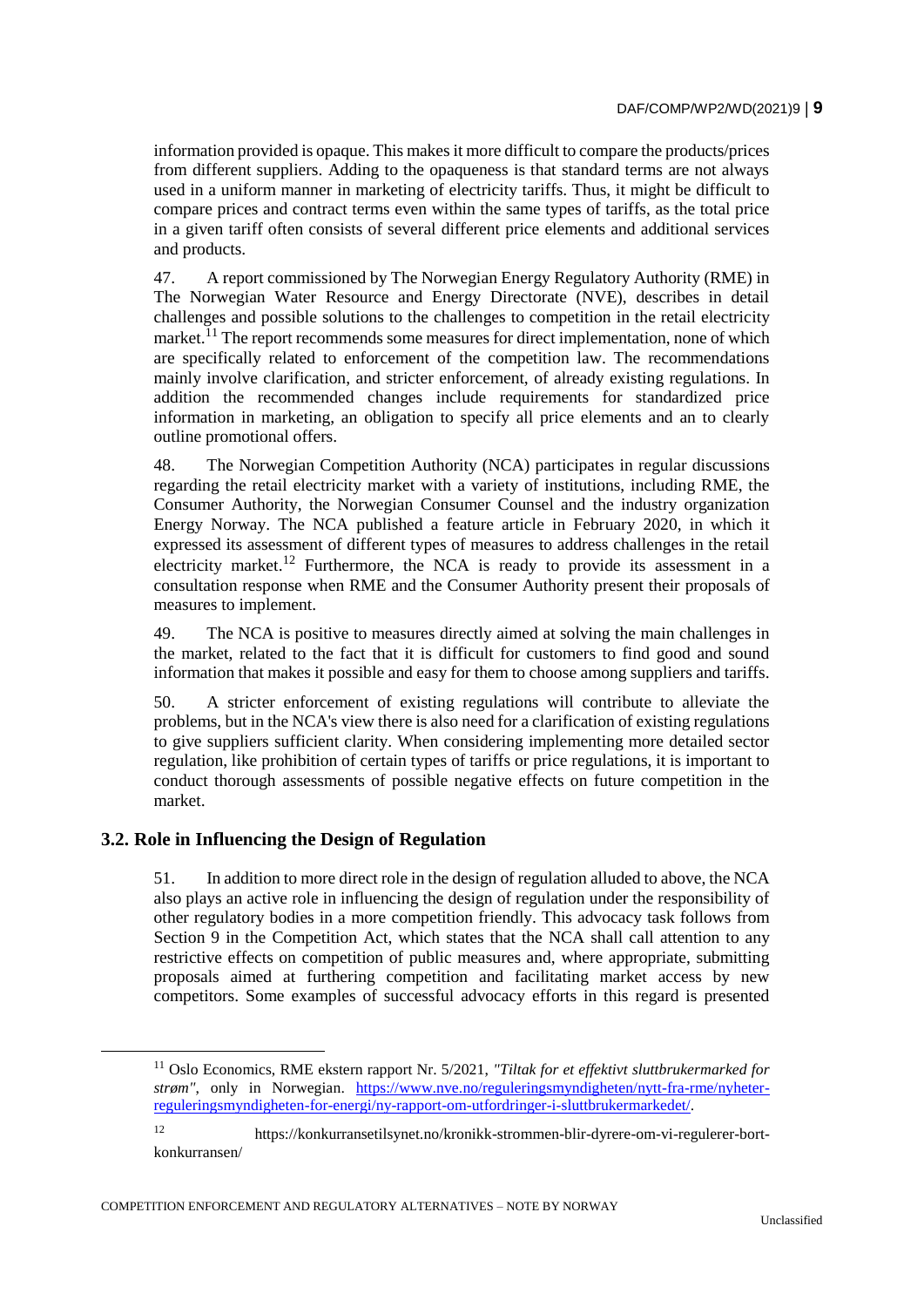information provided is opaque. This makes it more difficult to compare the products/prices from different suppliers. Adding to the opaqueness is that standard terms are not always used in a uniform manner in marketing of electricity tariffs. Thus, it might be difficult to compare prices and contract terms even within the same types of tariffs, as the total price in a given tariff often consists of several different price elements and additional services and products.

47. A report commissioned by The Norwegian Energy Regulatory Authority (RME) in The Norwegian Water Resource and Energy Directorate (NVE), describes in detail challenges and possible solutions to the challenges to competition in the retail electricity market.[11] The report recommends some measures for direct implementation, none of which are specifically related to enforcement of the competition law. The recommendations mainly involve clarification, and stricter enforcement, of already existing regulations. In addition the recommended changes include requirements for standardized price information in marketing, an obligation to specify all price elements and an to clearly outline promotional offers.

48. The Norwegian Competition Authority (NCA) participates in regular discussions regarding the retail electricity market with a variety of institutions, including RME, the Consumer Authority, the Norwegian Consumer Counsel and the industry organization Energy Norway. The NCA published a feature article in February 2020, in which it expressed its assessment of different types of measures to address challenges in the retail electricity market.[12] Furthermore, the NCA is ready to provide its assessment in a consultation response when RME and the Consumer Authority present their proposals of measures to implement.

49. The NCA is positive to measures directly aimed at solving the main challenges in the market, related to the fact that it is difficult for customers to find good and sound information that makes it possible and easy for them to choose among suppliers and tariffs.

50. A stricter enforcement of existing regulations will contribute to alleviate the problems, but in the NCA's view there is also need for a clarification of existing regulations to give suppliers sufficient clarity. When considering implementing more detailed sector regulation, like prohibition of certain types of tariffs or price regulations, it is important to conduct thorough assessments of possible negative effects on future competition in the market.

### 3.2. Role in Influencing the Design of Regulation

51. In addition to more direct role in the design of regulation alluded to above, the NCA also plays an active role in influencing the design of regulation under the responsibility of other regulatory bodies in a more competition friendly. This advocacy task follows from Section 9 in the Competition Act, which states that the NCA shall call attention to any restrictive effects on competition of public measures and, where appropriate, submitting proposals aimed at furthering competition and facilitating market access by new competitors. Some examples of successful advocacy efforts in this regard is presented

---

[11] Oslo Economics, RME ekstern rapport Nr. 5/2021, *"Tiltak for et effektivt sluttbrukermarked for strøm"*, only in Norwegian. https://www.nve.no/reguleringsmyndigheten/nytt-fra-rme/nyheter-reguleringsmyndigheten-for-energi/ny-rapport-om-utfordringer-i-sluttbrukermarkedet/.

[12] https://konkurransetilsynet.no/kronikk-strommen-blir-dyrere-om-vi-regulerer-bort-konkurransen/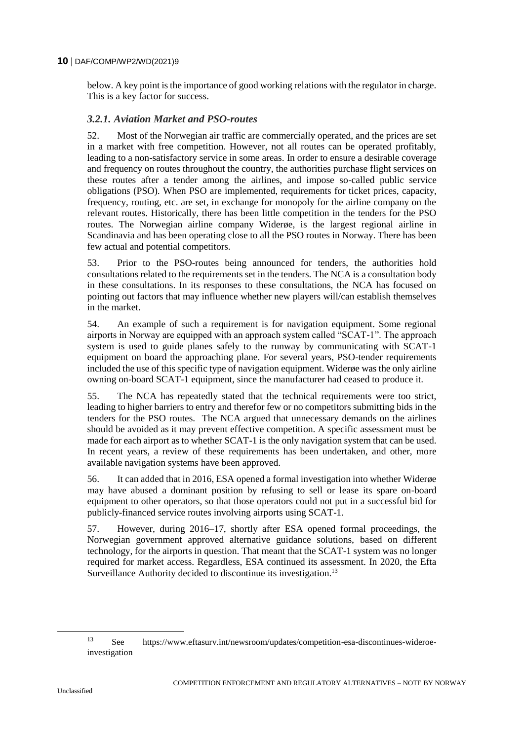below. A key point is the importance of good working relations with the regulator in charge. This is a key factor for success.

### *3.2.1. Aviation Market and PSO-routes*

52. Most of the Norwegian air traffic are commercially operated, and the prices are set in a market with free competition. However, not all routes can be operated profitably, leading to a non-satisfactory service in some areas. In order to ensure a desirable coverage and frequency on routes throughout the country, the authorities purchase flight services on these routes after a tender among the airlines, and impose so-called public service obligations (PSO). When PSO are implemented, requirements for ticket prices, capacity, frequency, routing, etc. are set, in exchange for monopoly for the airline company on the relevant routes. Historically, there has been little competition in the tenders for the PSO routes. The Norwegian airline company Widerøe, is the largest regional airline in Scandinavia and has been operating close to all the PSO routes in Norway. There has been few actual and potential competitors.

53. Prior to the PSO-routes being announced for tenders, the authorities hold consultations related to the requirements set in the tenders. The NCA is a consultation body in these consultations. In its responses to these consultations, the NCA has focused on pointing out factors that may influence whether new players will/can establish themselves in the market.

54. An example of such a requirement is for navigation equipment. Some regional airports in Norway are equipped with an approach system called "SCAT-1". The approach system is used to guide planes safely to the runway by communicating with SCAT-1 equipment on board the approaching plane. For several years, PSO-tender requirements included the use of this specific type of navigation equipment. Widerøe was the only airline owning on-board SCAT-1 equipment, since the manufacturer had ceased to produce it.

55. The NCA has repeatedly stated that the technical requirements were too strict, leading to higher barriers to entry and therefor few or no competitors submitting bids in the tenders for the PSO routes. The NCA argued that unnecessary demands on the airlines should be avoided as it may prevent effective competition. A specific assessment must be made for each airport as to whether SCAT-1 is the only navigation system that can be used. In recent years, a review of these requirements has been undertaken, and other, more available navigation systems have been approved.

56. It can added that in 2016, ESA opened a formal investigation into whether Widerøe may have abused a dominant position by refusing to sell or lease its spare on-board equipment to other operators, so that those operators could not put in a successful bid for publicly-financed service routes involving airports using SCAT-1.

57. However, during 2016–17, shortly after ESA opened formal proceedings, the Norwegian government approved alternative guidance solutions, based on different technology, for the airports in question. That meant that the SCAT-1 system was no longer required for market access. Regardless, ESA continued its assessment. In 2020, the Efta Surveillance Authority decided to discontinue its investigation.[13]

[13] See https://www.eftasurv.int/newsroom/updates/competition-esa-discontinues-wideroe-investigation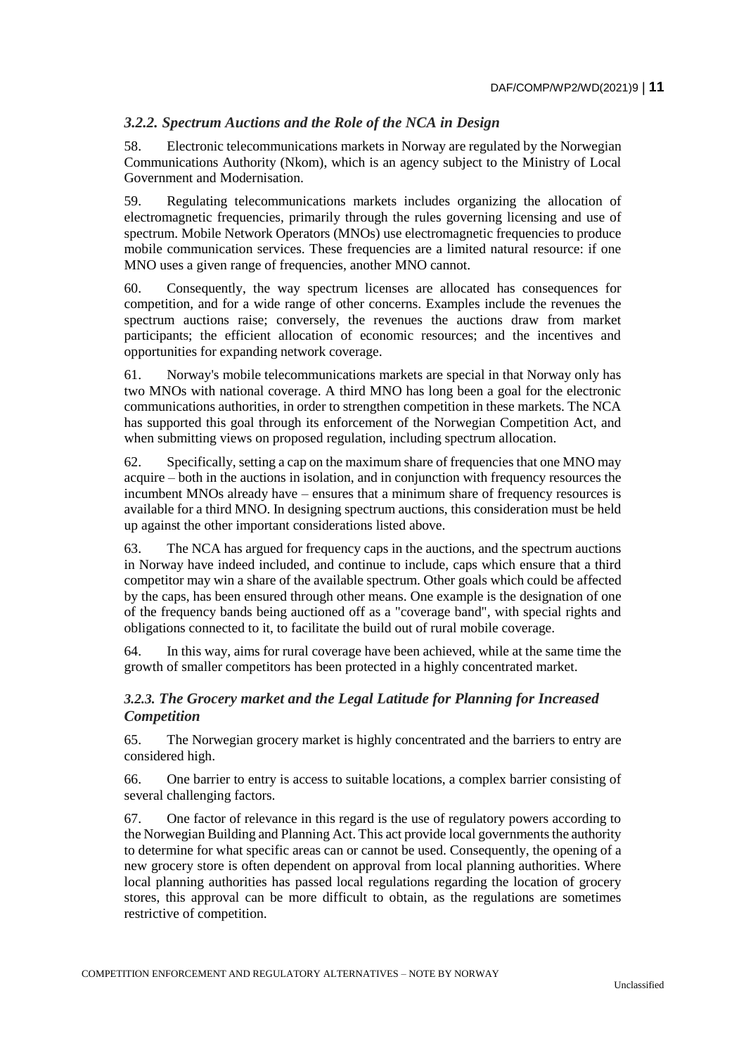### *3.2.2. Spectrum Auctions and the Role of the NCA in Design*

58. Electronic telecommunications markets in Norway are regulated by the Norwegian Communications Authority (Nkom), which is an agency subject to the Ministry of Local Government and Modernisation.

59. Regulating telecommunications markets includes organizing the allocation of electromagnetic frequencies, primarily through the rules governing licensing and use of spectrum. Mobile Network Operators (MNOs) use electromagnetic frequencies to produce mobile communication services. These frequencies are a limited natural resource: if one MNO uses a given range of frequencies, another MNO cannot.

60. Consequently, the way spectrum licenses are allocated has consequences for competition, and for a wide range of other concerns. Examples include the revenues the spectrum auctions raise; conversely, the revenues the auctions draw from market participants; the efficient allocation of economic resources; and the incentives and opportunities for expanding network coverage.

61. Norway's mobile telecommunications markets are special in that Norway only has two MNOs with national coverage. A third MNO has long been a goal for the electronic communications authorities, in order to strengthen competition in these markets. The NCA has supported this goal through its enforcement of the Norwegian Competition Act, and when submitting views on proposed regulation, including spectrum allocation.

62. Specifically, setting a cap on the maximum share of frequencies that one MNO may acquire – both in the auctions in isolation, and in conjunction with frequency resources the incumbent MNOs already have – ensures that a minimum share of frequency resources is available for a third MNO. In designing spectrum auctions, this consideration must be held up against the other important considerations listed above.

63. The NCA has argued for frequency caps in the auctions, and the spectrum auctions in Norway have indeed included, and continue to include, caps which ensure that a third competitor may win a share of the available spectrum. Other goals which could be affected by the caps, has been ensured through other means. One example is the designation of one of the frequency bands being auctioned off as a "coverage band", with special rights and obligations connected to it, to facilitate the build out of rural mobile coverage.

64. In this way, aims for rural coverage have been achieved, while at the same time the growth of smaller competitors has been protected in a highly concentrated market.

### *3.2.3. The Grocery market and the Legal Latitude for Planning for Increased Competition*

65. The Norwegian grocery market is highly concentrated and the barriers to entry are considered high.

66. One barrier to entry is access to suitable locations, a complex barrier consisting of several challenging factors.

67. One factor of relevance in this regard is the use of regulatory powers according to the Norwegian Building and Planning Act. This act provide local governments the authority to determine for what specific areas can or cannot be used. Consequently, the opening of a new grocery store is often dependent on approval from local planning authorities. Where local planning authorities has passed local regulations regarding the location of grocery stores, this approval can be more difficult to obtain, as the regulations are sometimes restrictive of competition.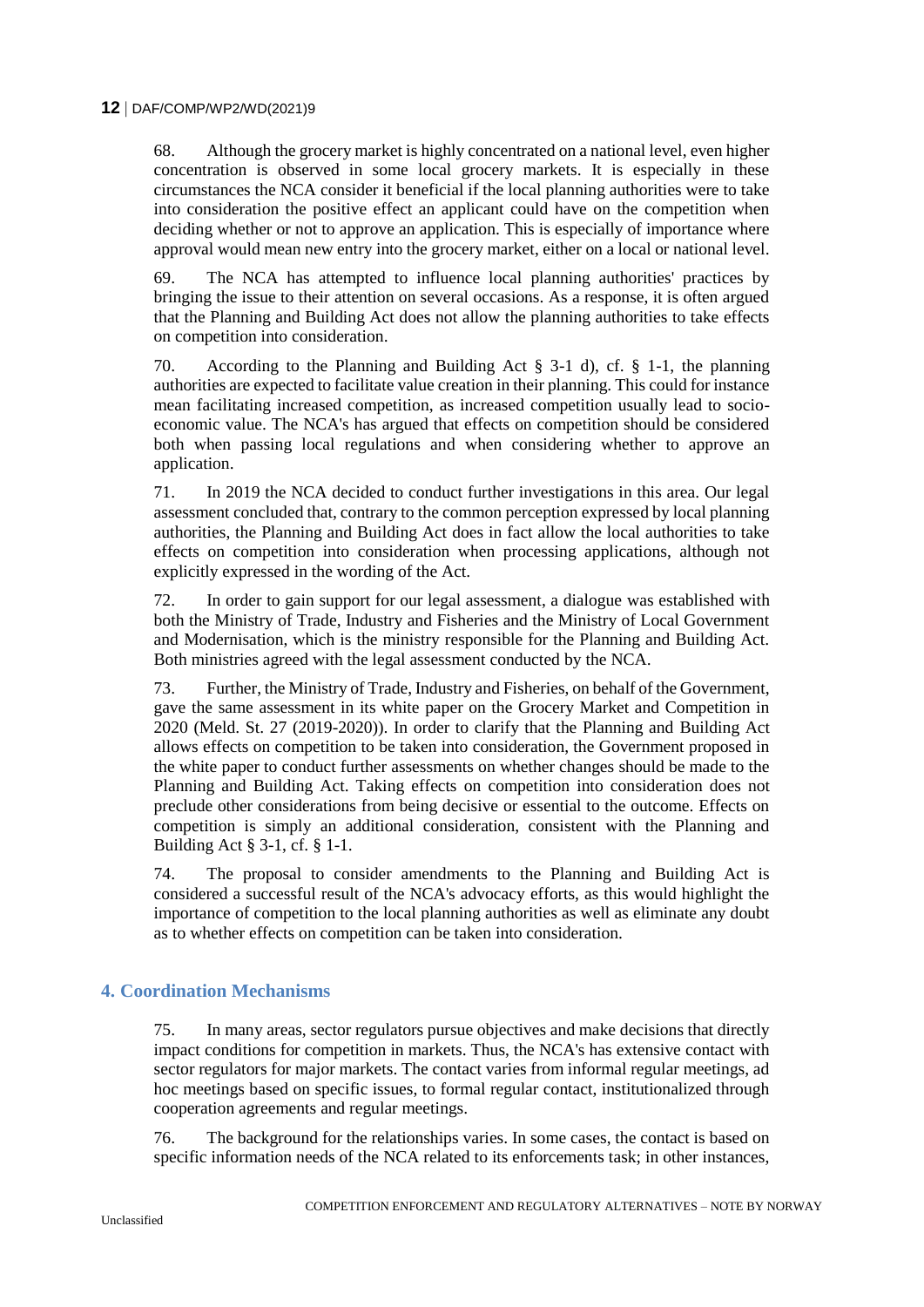68. Although the grocery market is highly concentrated on a national level, even higher concentration is observed in some local grocery markets. It is especially in these circumstances the NCA consider it beneficial if the local planning authorities were to take into consideration the positive effect an applicant could have on the competition when deciding whether or not to approve an application. This is especially of importance where approval would mean new entry into the grocery market, either on a local or national level.

69. The NCA has attempted to influence local planning authorities' practices by bringing the issue to their attention on several occasions. As a response, it is often argued that the Planning and Building Act does not allow the planning authorities to take effects on competition into consideration.

70. According to the Planning and Building Act § 3-1 d), cf. § 1-1, the planning authorities are expected to facilitate value creation in their planning. This could for instance mean facilitating increased competition, as increased competition usually lead to socio-economic value. The NCA's has argued that effects on competition should be considered both when passing local regulations and when considering whether to approve an application.

71. In 2019 the NCA decided to conduct further investigations in this area. Our legal assessment concluded that, contrary to the common perception expressed by local planning authorities, the Planning and Building Act does in fact allow the local authorities to take effects on competition into consideration when processing applications, although not explicitly expressed in the wording of the Act.

72. In order to gain support for our legal assessment, a dialogue was established with both the Ministry of Trade, Industry and Fisheries and the Ministry of Local Government and Modernisation, which is the ministry responsible for the Planning and Building Act. Both ministries agreed with the legal assessment conducted by the NCA.

73. Further, the Ministry of Trade, Industry and Fisheries, on behalf of the Government, gave the same assessment in its white paper on the Grocery Market and Competition in 2020 (Meld. St. 27 (2019-2020)). In order to clarify that the Planning and Building Act allows effects on competition to be taken into consideration, the Government proposed in the white paper to conduct further assessments on whether changes should be made to the Planning and Building Act. Taking effects on competition into consideration does not preclude other considerations from being decisive or essential to the outcome. Effects on competition is simply an additional consideration, consistent with the Planning and Building Act § 3-1, cf. § 1-1.

74. The proposal to consider amendments to the Planning and Building Act is considered a successful result of the NCA's advocacy efforts, as this would highlight the importance of competition to the local planning authorities as well as eliminate any doubt as to whether effects on competition can be taken into consideration.

## 4. Coordination Mechanisms

75. In many areas, sector regulators pursue objectives and make decisions that directly impact conditions for competition in markets. Thus, the NCA's has extensive contact with sector regulators for major markets. The contact varies from informal regular meetings, ad hoc meetings based on specific issues, to formal regular contact, institutionalized through cooperation agreements and regular meetings.

76. The background for the relationships varies. In some cases, the contact is based on specific information needs of the NCA related to its enforcements task; in other instances,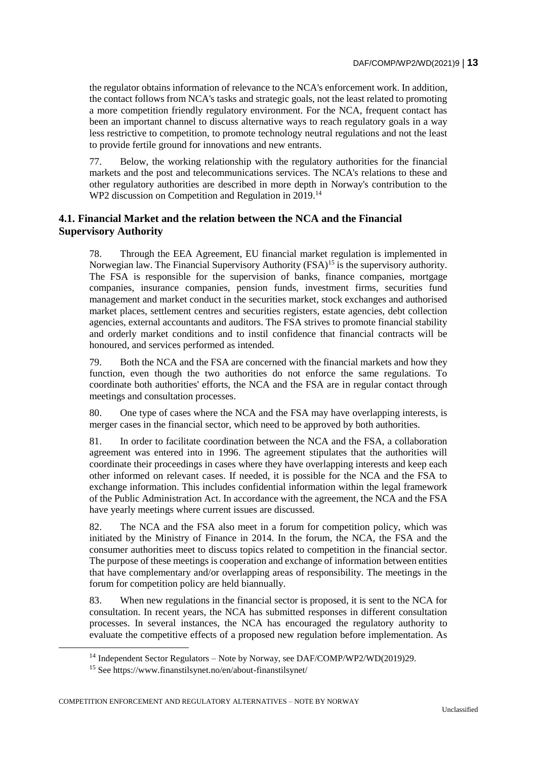the regulator obtains information of relevance to the NCA's enforcement work. In addition, the contact follows from NCA's tasks and strategic goals, not the least related to promoting a more competition friendly regulatory environment. For the NCA, frequent contact has been an important channel to discuss alternative ways to reach regulatory goals in a way less restrictive to competition, to promote technology neutral regulations and not the least to provide fertile ground for innovations and new entrants.

77. Below, the working relationship with the regulatory authorities for the financial markets and the post and telecommunications services. The NCA's relations to these and other regulatory authorities are described in more depth in Norway's contribution to the WP2 discussion on Competition and Regulation in 2019.[14]

### 4.1. Financial Market and the relation between the NCA and the Financial Supervisory Authority

78. Through the EEA Agreement, EU financial market regulation is implemented in Norwegian law. The Financial Supervisory Authority (FSA)[15] is the supervisory authority. The FSA is responsible for the supervision of banks, finance companies, mortgage companies, insurance companies, pension funds, investment firms, securities fund management and market conduct in the securities market, stock exchanges and authorised market places, settlement centres and securities registers, estate agencies, debt collection agencies, external accountants and auditors. The FSA strives to promote financial stability and orderly market conditions and to instil confidence that financial contracts will be honoured, and services performed as intended.

79. Both the NCA and the FSA are concerned with the financial markets and how they function, even though the two authorities do not enforce the same regulations. To coordinate both authorities' efforts, the NCA and the FSA are in regular contact through meetings and consultation processes.

80. One type of cases where the NCA and the FSA may have overlapping interests, is merger cases in the financial sector, which need to be approved by both authorities.

81. In order to facilitate coordination between the NCA and the FSA, a collaboration agreement was entered into in 1996. The agreement stipulates that the authorities will coordinate their proceedings in cases where they have overlapping interests and keep each other informed on relevant cases. If needed, it is possible for the NCA and the FSA to exchange information. This includes confidential information within the legal framework of the Public Administration Act. In accordance with the agreement, the NCA and the FSA have yearly meetings where current issues are discussed.

82. The NCA and the FSA also meet in a forum for competition policy, which was initiated by the Ministry of Finance in 2014. In the forum, the NCA, the FSA and the consumer authorities meet to discuss topics related to competition in the financial sector. The purpose of these meetings is cooperation and exchange of information between entities that have complementary and/or overlapping areas of responsibility. The meetings in the forum for competition policy are held biannually.

83. When new regulations in the financial sector is proposed, it is sent to the NCA for consultation. In recent years, the NCA has submitted responses in different consultation processes. In several instances, the NCA has encouraged the regulatory authority to evaluate the competitive effects of a proposed new regulation before implementation. As

[14] Independent Sector Regulators – Note by Norway, see DAF/COMP/WP2/WD(2019)29.

[15] See https://www.finanstilsynet.no/en/about-finanstilsynet/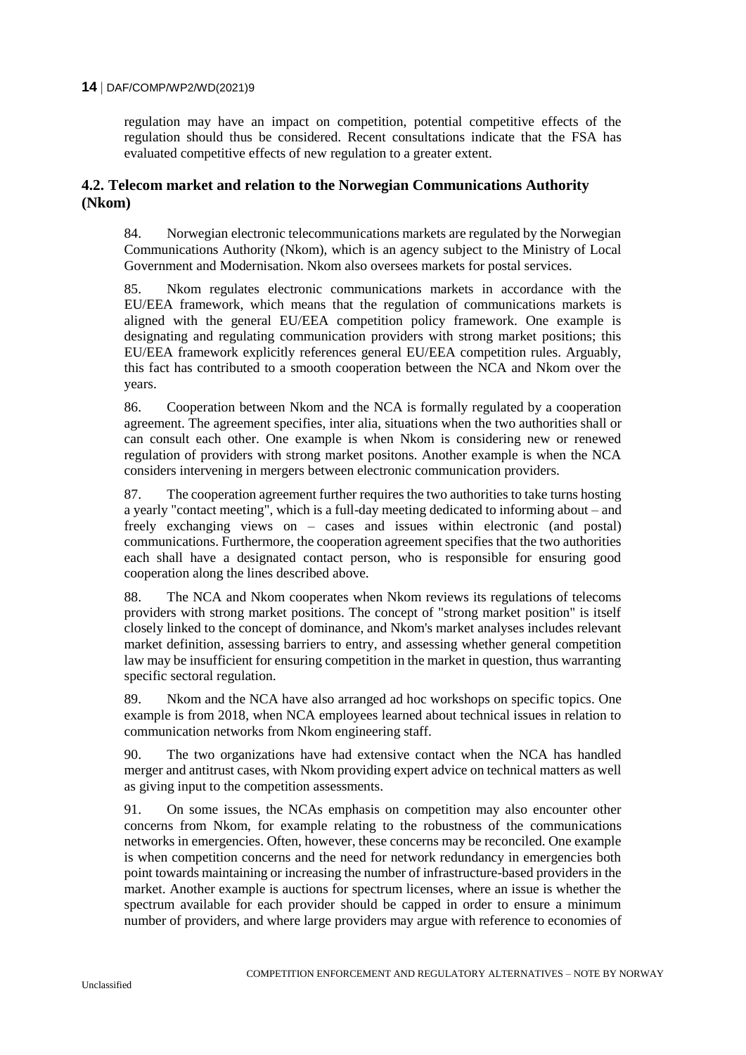regulation may have an impact on competition, potential competitive effects of the regulation should thus be considered. Recent consultations indicate that the FSA has evaluated competitive effects of new regulation to a greater extent.

## 4.2. Telecom market and relation to the Norwegian Communications Authority (Nkom)

84. Norwegian electronic telecommunications markets are regulated by the Norwegian Communications Authority (Nkom), which is an agency subject to the Ministry of Local Government and Modernisation. Nkom also oversees markets for postal services.

85. Nkom regulates electronic communications markets in accordance with the EU/EEA framework, which means that the regulation of communications markets is aligned with the general EU/EEA competition policy framework. One example is designating and regulating communication providers with strong market positions; this EU/EEA framework explicitly references general EU/EEA competition rules. Arguably, this fact has contributed to a smooth cooperation between the NCA and Nkom over the years.

86. Cooperation between Nkom and the NCA is formally regulated by a cooperation agreement. The agreement specifies, inter alia, situations when the two authorities shall or can consult each other. One example is when Nkom is considering new or renewed regulation of providers with strong market positons. Another example is when the NCA considers intervening in mergers between electronic communication providers.

87. The cooperation agreement further requires the two authorities to take turns hosting a yearly "contact meeting", which is a full-day meeting dedicated to informing about – and freely exchanging views on – cases and issues within electronic (and postal) communications. Furthermore, the cooperation agreement specifies that the two authorities each shall have a designated contact person, who is responsible for ensuring good cooperation along the lines described above.

88. The NCA and Nkom cooperates when Nkom reviews its regulations of telecoms providers with strong market positions. The concept of "strong market position" is itself closely linked to the concept of dominance, and Nkom's market analyses includes relevant market definition, assessing barriers to entry, and assessing whether general competition law may be insufficient for ensuring competition in the market in question, thus warranting specific sectoral regulation.

89. Nkom and the NCA have also arranged ad hoc workshops on specific topics. One example is from 2018, when NCA employees learned about technical issues in relation to communication networks from Nkom engineering staff.

90. The two organizations have had extensive contact when the NCA has handled merger and antitrust cases, with Nkom providing expert advice on technical matters as well as giving input to the competition assessments.

91. On some issues, the NCAs emphasis on competition may also encounter other concerns from Nkom, for example relating to the robustness of the communications networks in emergencies. Often, however, these concerns may be reconciled. One example is when competition concerns and the need for network redundancy in emergencies both point towards maintaining or increasing the number of infrastructure-based providers in the market. Another example is auctions for spectrum licenses, where an issue is whether the spectrum available for each provider should be capped in order to ensure a minimum number of providers, and where large providers may argue with reference to economies of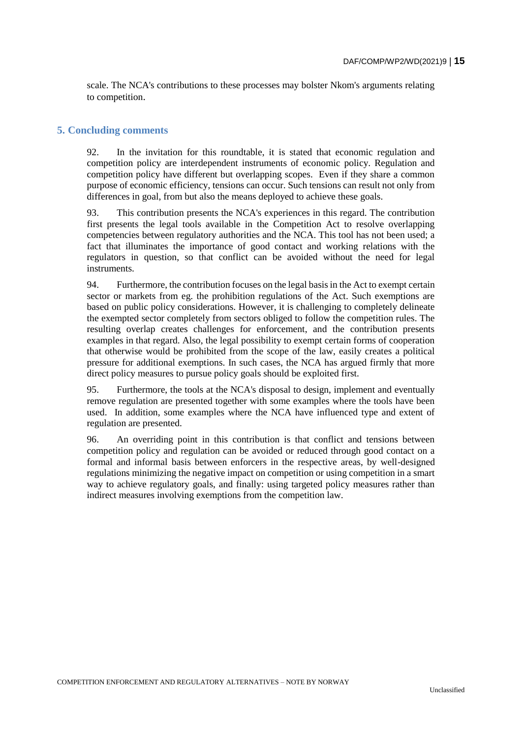scale. The NCA's contributions to these processes may bolster Nkom's arguments relating to competition.

## 5. Concluding comments

92. In the invitation for this roundtable, it is stated that economic regulation and competition policy are interdependent instruments of economic policy. Regulation and competition policy have different but overlapping scopes. Even if they share a common purpose of economic efficiency, tensions can occur. Such tensions can result not only from differences in goal, from but also the means deployed to achieve these goals.

93. This contribution presents the NCA's experiences in this regard. The contribution first presents the legal tools available in the Competition Act to resolve overlapping competencies between regulatory authorities and the NCA. This tool has not been used; a fact that illuminates the importance of good contact and working relations with the regulators in question, so that conflict can be avoided without the need for legal instruments.

94. Furthermore, the contribution focuses on the legal basis in the Act to exempt certain sector or markets from eg. the prohibition regulations of the Act. Such exemptions are based on public policy considerations. However, it is challenging to completely delineate the exempted sector completely from sectors obliged to follow the competition rules. The resulting overlap creates challenges for enforcement, and the contribution presents examples in that regard. Also, the legal possibility to exempt certain forms of cooperation that otherwise would be prohibited from the scope of the law, easily creates a political pressure for additional exemptions. In such cases, the NCA has argued firmly that more direct policy measures to pursue policy goals should be exploited first.

95. Furthermore, the tools at the NCA's disposal to design, implement and eventually remove regulation are presented together with some examples where the tools have been used. In addition, some examples where the NCA have influenced type and extent of regulation are presented.

96. An overriding point in this contribution is that conflict and tensions between competition policy and regulation can be avoided or reduced through good contact on a formal and informal basis between enforcers in the respective areas, by well-designed regulations minimizing the negative impact on competition or using competition in a smart way to achieve regulatory goals, and finally: using targeted policy measures rather than indirect measures involving exemptions from the competition law.